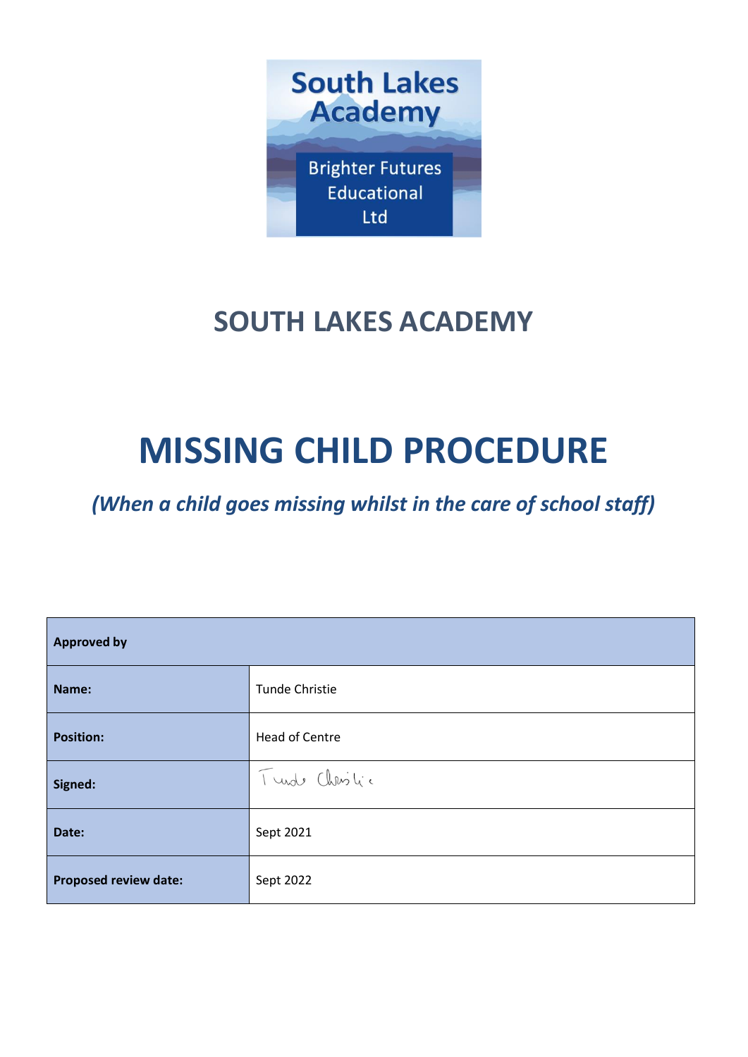South Lakes Academy

Brighter Futures Educational Ltd

## SOUTH LAKES ACADEMY

# MISSING CHILD PROCEDURE

***(When a child goes missing whilst in the care of school staff)***

| **Approved by** | |
|---|---|
| **Name:** | Tunde Christie |
| **Position:** | Head of Centre |
| **Signed:** | Tunde Christie |
| **Date:** | Sept 2021 |
| **Proposed review date:** | Sept 2022 |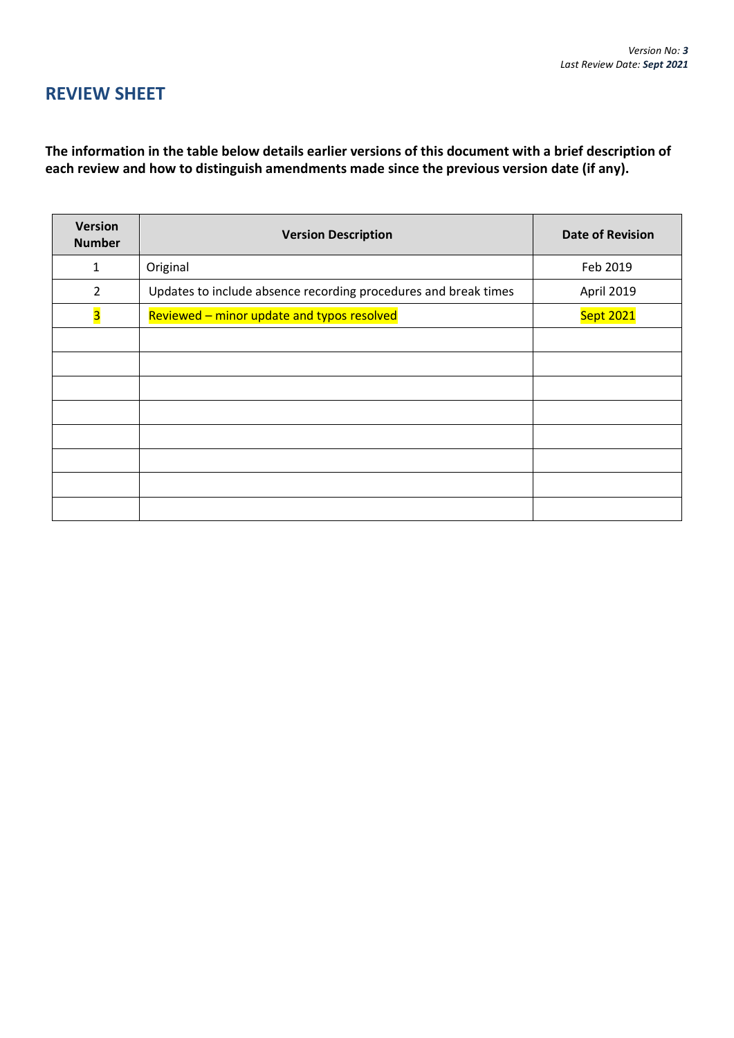*Version No: **3***
*Last Review Date: **Sept 2021***

## REVIEW SHEET

**The information in the table below details earlier versions of this document with a brief description of each review and how to distinguish amendments made since the previous version date (if any).**

| Version Number | Version Description | Date of Revision |
|---|---|---|
| 1 | Original | Feb 2019 |
| 2 | Updates to include absence recording procedures and break times | April 2019 |
| 3 | Reviewed – minor update and typos resolved | Sept 2021 |
| | | |
| | | |
| | | |
| | | |
| | | |
| | | |
| | | |
| | | |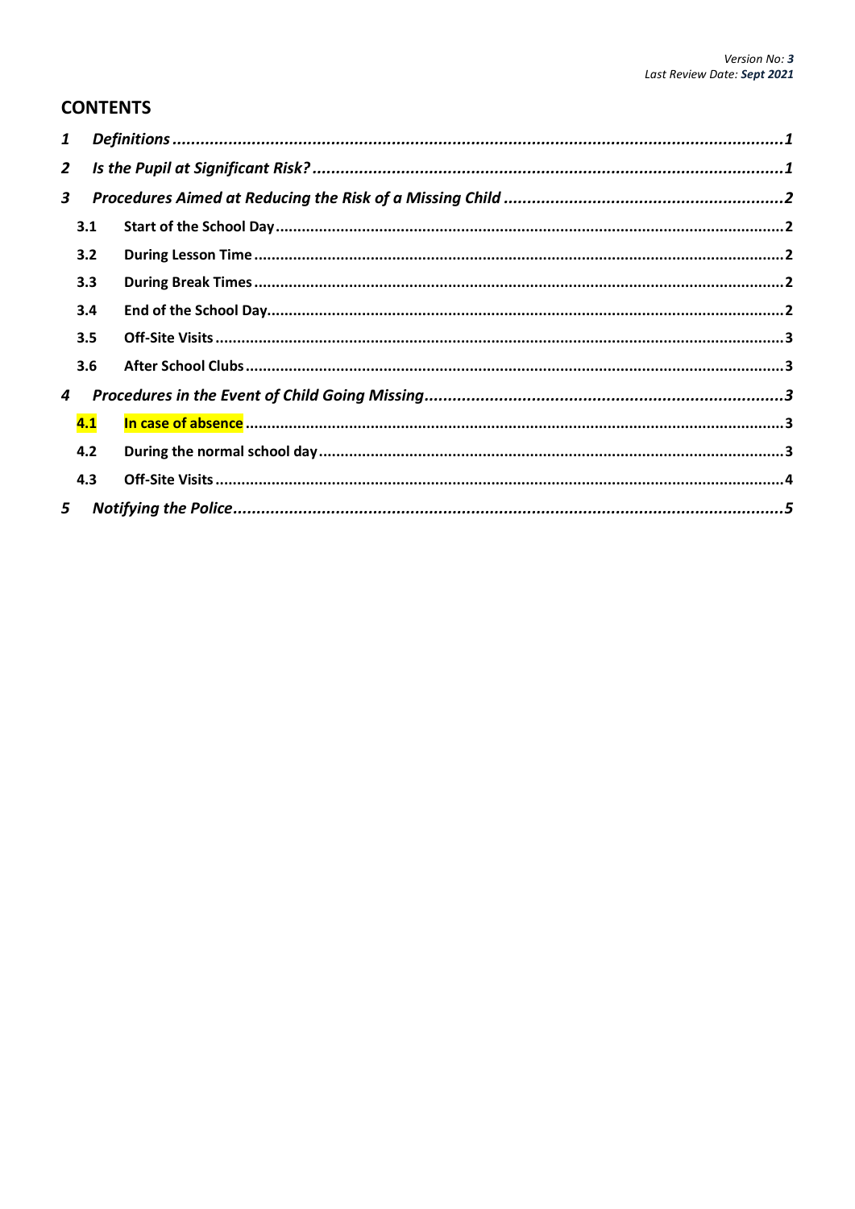## CONTENTS

| | | |
|---|---|---|
| ***1*** | ***Definitions*** | ***1*** |
| ***2*** | ***Is the Pupil at Significant Risk?*** | ***1*** |
| ***3*** | ***Procedures Aimed at Reducing the Risk of a Missing Child*** | ***2*** |
| **3.1** | **Start of the School Day** | **2** |
| **3.2** | **During Lesson Time** | **2** |
| **3.3** | **During Break Times** | **2** |
| **3.4** | **End of the School Day** | **2** |
| **3.5** | **Off-Site Visits** | **3** |
| **3.6** | **After School Clubs** | **3** |
| ***4*** | ***Procedures in the Event of Child Going Missing*** | ***3*** |
| **4.1** | **In case of absence** | **3** |
| **4.2** | **During the normal school day** | **3** |
| **4.3** | **Off-Site Visits** | **4** |
| ***5*** | ***Notifying the Police*** | ***5*** |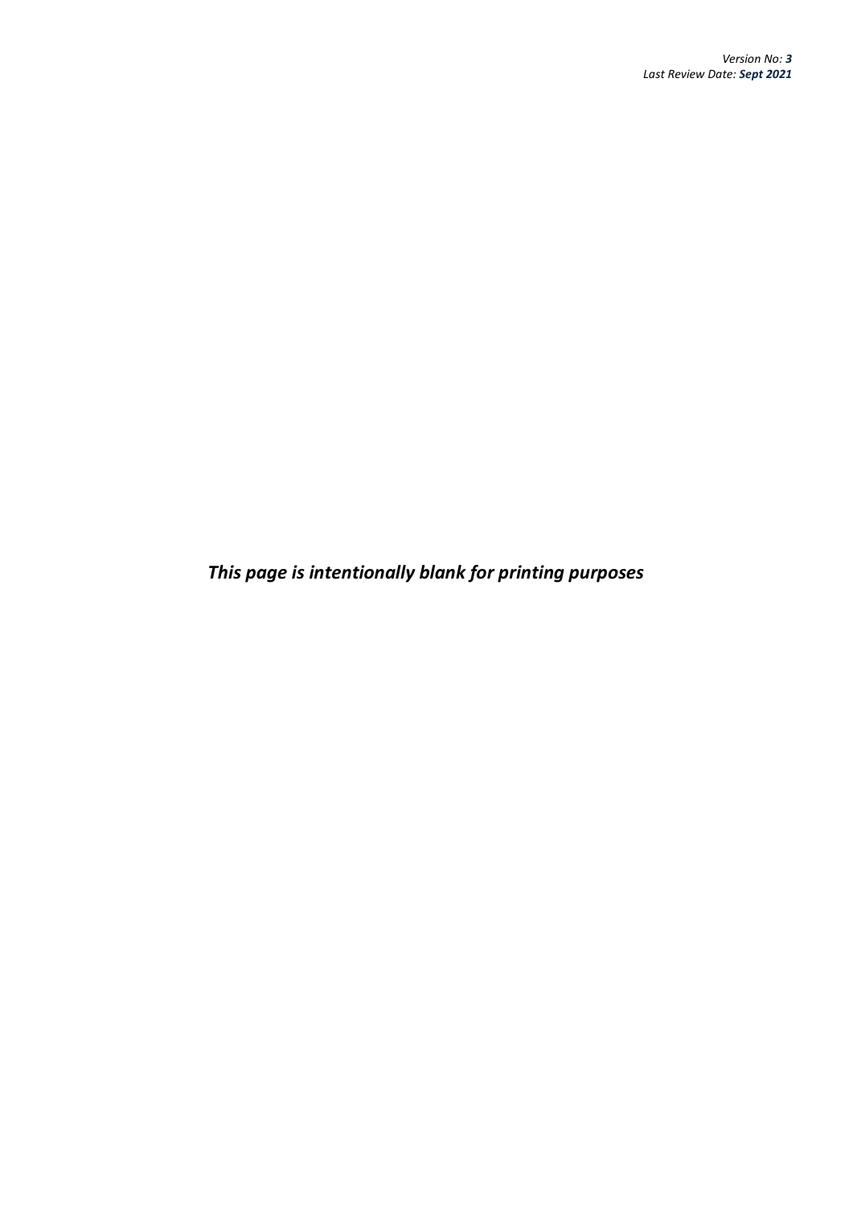***This page is intentionally blank for printing purposes***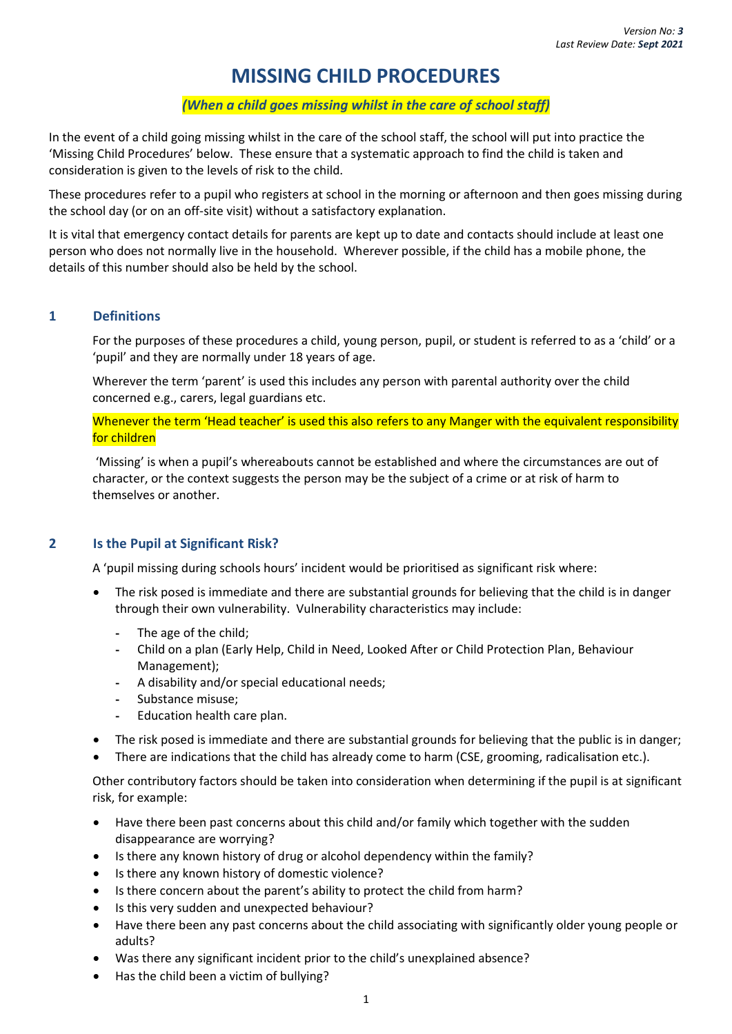*Version No: **3***
*Last Review Date: **Sept 2021***

# MISSING CHILD PROCEDURES

***(When a child goes missing whilst in the care of school staff)***

In the event of a child going missing whilst in the care of the school staff, the school will put into practice the 'Missing Child Procedures' below. These ensure that a systematic approach to find the child is taken and consideration is given to the levels of risk to the child.

These procedures refer to a pupil who registers at school in the morning or afternoon and then goes missing during the school day (or on an off-site visit) without a satisfactory explanation.

It is vital that emergency contact details for parents are kept up to date and contacts should include at least one person who does not normally live in the household. Wherever possible, if the child has a mobile phone, the details of this number should also be held by the school.

## 1 Definitions

For the purposes of these procedures a child, young person, pupil, or student is referred to as a 'child' or a 'pupil' and they are normally under 18 years of age.

Wherever the term 'parent' is used this includes any person with parental authority over the child concerned e.g., carers, legal guardians etc.

Whenever the term 'Head teacher' is used this also refers to any Manger with the equivalent responsibility for children

'Missing' is when a pupil's whereabouts cannot be established and where the circumstances are out of character, or the context suggests the person may be the subject of a crime or at risk of harm to themselves or another.

## 2 Is the Pupil at Significant Risk?

A 'pupil missing during schools hours' incident would be prioritised as significant risk where:

- The risk posed is immediate and there are substantial grounds for believing that the child is in danger through their own vulnerability. Vulnerability characteristics may include:
  - The age of the child;
  - Child on a plan (Early Help, Child in Need, Looked After or Child Protection Plan, Behaviour Management);
  - A disability and/or special educational needs;
  - Substance misuse;
  - Education health care plan.
- The risk posed is immediate and there are substantial grounds for believing that the public is in danger;
- There are indications that the child has already come to harm (CSE, grooming, radicalisation etc.).

Other contributory factors should be taken into consideration when determining if the pupil is at significant risk, for example:

- Have there been past concerns about this child and/or family which together with the sudden disappearance are worrying?
- Is there any known history of drug or alcohol dependency within the family?
- Is there any known history of domestic violence?
- Is there concern about the parent's ability to protect the child from harm?
- Is this very sudden and unexpected behaviour?
- Have there been any past concerns about the child associating with significantly older young people or adults?
- Was there any significant incident prior to the child's unexplained absence?
- Has the child been a victim of bullying?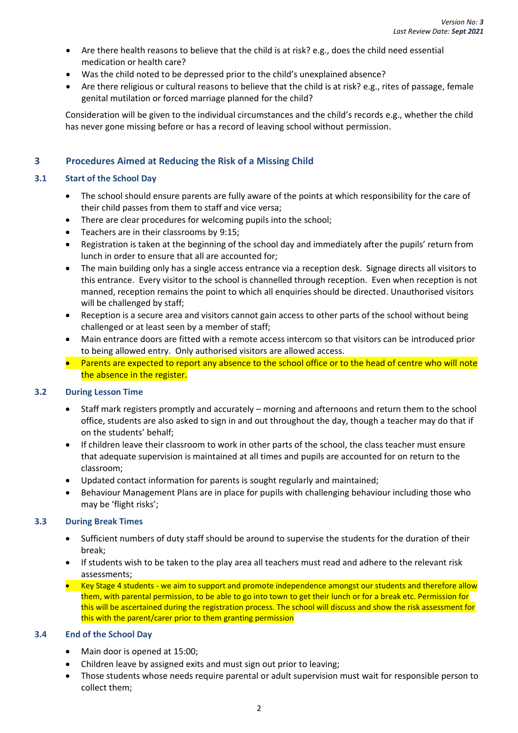- Are there health reasons to believe that the child is at risk? e.g., does the child need essential medication or health care?
- Was the child noted to be depressed prior to the child's unexplained absence?
- Are there religious or cultural reasons to believe that the child is at risk? e.g., rites of passage, female genital mutilation or forced marriage planned for the child?

Consideration will be given to the individual circumstances and the child's records e.g., whether the child has never gone missing before or has a record of leaving school without permission.

## 3 Procedures Aimed at Reducing the Risk of a Missing Child

### 3.1 Start of the School Day

- The school should ensure parents are fully aware of the points at which responsibility for the care of their child passes from them to staff and vice versa;
- There are clear procedures for welcoming pupils into the school;
- Teachers are in their classrooms by 9:15;
- Registration is taken at the beginning of the school day and immediately after the pupils' return from lunch in order to ensure that all are accounted for;
- The main building only has a single access entrance via a reception desk. Signage directs all visitors to this entrance. Every visitor to the school is channelled through reception. Even when reception is not manned, reception remains the point to which all enquiries should be directed. Unauthorised visitors will be challenged by staff;
- Reception is a secure area and visitors cannot gain access to other parts of the school without being challenged or at least seen by a member of staff;
- Main entrance doors are fitted with a remote access intercom so that visitors can be introduced prior to being allowed entry. Only authorised visitors are allowed access.
- Parents are expected to report any absence to the school office or to the head of centre who will note the absence in the register.

### 3.2 During Lesson Time

- Staff mark registers promptly and accurately – morning and afternoons and return them to the school office, students are also asked to sign in and out throughout the day, though a teacher may do that if on the students' behalf;
- If children leave their classroom to work in other parts of the school, the class teacher must ensure that adequate supervision is maintained at all times and pupils are accounted for on return to the classroom;
- Updated contact information for parents is sought regularly and maintained;
- Behaviour Management Plans are in place for pupils with challenging behaviour including those who may be 'flight risks';

### 3.3 During Break Times

- Sufficient numbers of duty staff should be around to supervise the students for the duration of their break;
- If students wish to be taken to the play area all teachers must read and adhere to the relevant risk assessments;
- Key Stage 4 students - we aim to support and promote independence amongst our students and therefore allow them, with parental permission, to be able to go into town to get their lunch or for a break etc. Permission for this will be ascertained during the registration process. The school will discuss and show the risk assessment for this with the parent/carer prior to them granting permission

### 3.4 End of the School Day

- Main door is opened at 15:00;
- Children leave by assigned exits and must sign out prior to leaving;
- Those students whose needs require parental or adult supervision must wait for responsible person to collect them;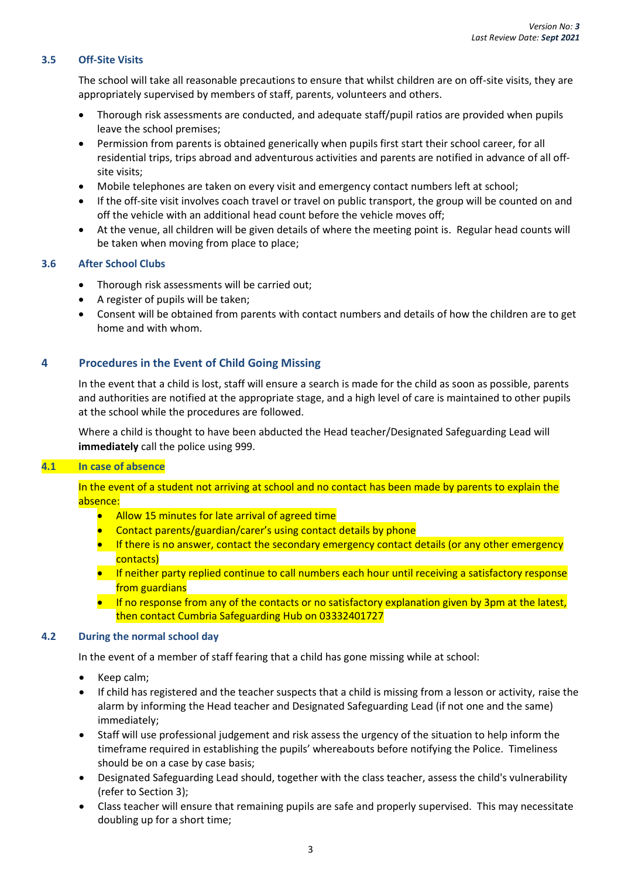### 3.5 Off-Site Visits

The school will take all reasonable precautions to ensure that whilst children are on off-site visits, they are appropriately supervised by members of staff, parents, volunteers and others.

- Thorough risk assessments are conducted, and adequate staff/pupil ratios are provided when pupils leave the school premises;
- Permission from parents is obtained generically when pupils first start their school career, for all residential trips, trips abroad and adventurous activities and parents are notified in advance of all off-site visits;
- Mobile telephones are taken on every visit and emergency contact numbers left at school;
- If the off-site visit involves coach travel or travel on public transport, the group will be counted on and off the vehicle with an additional head count before the vehicle moves off;
- At the venue, all children will be given details of where the meeting point is. Regular head counts will be taken when moving from place to place;

### 3.6 After School Clubs

- Thorough risk assessments will be carried out;
- A register of pupils will be taken;
- Consent will be obtained from parents with contact numbers and details of how the children are to get home and with whom.

## 4 Procedures in the Event of Child Going Missing

In the event that a child is lost, staff will ensure a search is made for the child as soon as possible, parents and authorities are notified at the appropriate stage, and a high level of care is maintained to other pupils at the school while the procedures are followed.

Where a child is thought to have been abducted the Head teacher/Designated Safeguarding Lead will **immediately** call the police using 999.

### 4.1 In case of absence

In the event of a student not arriving at school and no contact has been made by parents to explain the absence:

- Allow 15 minutes for late arrival of agreed time
- Contact parents/guardian/carer's using contact details by phone
- If there is no answer, contact the secondary emergency contact details (or any other emergency contacts)
- If neither party replied continue to call numbers each hour until receiving a satisfactory response from guardians
- If no response from any of the contacts or no satisfactory explanation given by 3pm at the latest, then contact Cumbria Safeguarding Hub on 03332401727

### 4.2 During the normal school day

In the event of a member of staff fearing that a child has gone missing while at school:

- Keep calm;
- If child has registered and the teacher suspects that a child is missing from a lesson or activity, raise the alarm by informing the Head teacher and Designated Safeguarding Lead (if not one and the same) immediately;
- Staff will use professional judgement and risk assess the urgency of the situation to help inform the timeframe required in establishing the pupils' whereabouts before notifying the Police. Timeliness should be on a case by case basis;
- Designated Safeguarding Lead should, together with the class teacher, assess the child's vulnerability (refer to Section 3);
- Class teacher will ensure that remaining pupils are safe and properly supervised. This may necessitate doubling up for a short time;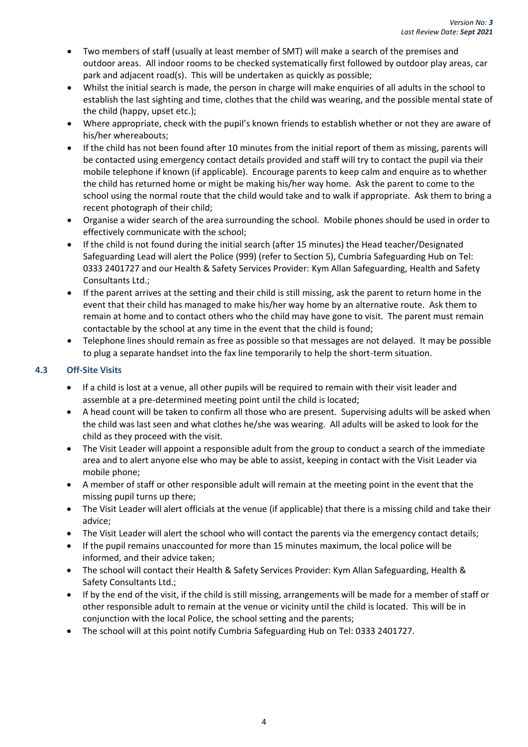- Two members of staff (usually at least member of SMT) will make a search of the premises and outdoor areas. All indoor rooms to be checked systematically first followed by outdoor play areas, car park and adjacent road(s). This will be undertaken as quickly as possible;
- Whilst the initial search is made, the person in charge will make enquiries of all adults in the school to establish the last sighting and time, clothes that the child was wearing, and the possible mental state of the child (happy, upset etc.);
- Where appropriate, check with the pupil's known friends to establish whether or not they are aware of his/her whereabouts;
- If the child has not been found after 10 minutes from the initial report of them as missing, parents will be contacted using emergency contact details provided and staff will try to contact the pupil via their mobile telephone if known (if applicable). Encourage parents to keep calm and enquire as to whether the child has returned home or might be making his/her way home. Ask the parent to come to the school using the normal route that the child would take and to walk if appropriate. Ask them to bring a recent photograph of their child;
- Organise a wider search of the area surrounding the school. Mobile phones should be used in order to effectively communicate with the school;
- If the child is not found during the initial search (after 15 minutes) the Head teacher/Designated Safeguarding Lead will alert the Police (999) (refer to Section 5), Cumbria Safeguarding Hub on Tel: 0333 2401727 and our Health & Safety Services Provider: Kym Allan Safeguarding, Health and Safety Consultants Ltd.;
- If the parent arrives at the setting and their child is still missing, ask the parent to return home in the event that their child has managed to make his/her way home by an alternative route. Ask them to remain at home and to contact others who the child may have gone to visit. The parent must remain contactable by the school at any time in the event that the child is found;
- Telephone lines should remain as free as possible so that messages are not delayed. It may be possible to plug a separate handset into the fax line temporarily to help the short-term situation.

### 4.3 Off-Site Visits

- If a child is lost at a venue, all other pupils will be required to remain with their visit leader and assemble at a pre-determined meeting point until the child is located;
- A head count will be taken to confirm all those who are present. Supervising adults will be asked when the child was last seen and what clothes he/she was wearing. All adults will be asked to look for the child as they proceed with the visit.
- The Visit Leader will appoint a responsible adult from the group to conduct a search of the immediate area and to alert anyone else who may be able to assist, keeping in contact with the Visit Leader via mobile phone;
- A member of staff or other responsible adult will remain at the meeting point in the event that the missing pupil turns up there;
- The Visit Leader will alert officials at the venue (if applicable) that there is a missing child and take their advice;
- The Visit Leader will alert the school who will contact the parents via the emergency contact details;
- If the pupil remains unaccounted for more than 15 minutes maximum, the local police will be informed, and their advice taken;
- The school will contact their Health & Safety Services Provider: Kym Allan Safeguarding, Health & Safety Consultants Ltd.;
- If by the end of the visit, if the child is still missing, arrangements will be made for a member of staff or other responsible adult to remain at the venue or vicinity until the child is located. This will be in conjunction with the local Police, the school setting and the parents;
- The school will at this point notify Cumbria Safeguarding Hub on Tel: 0333 2401727.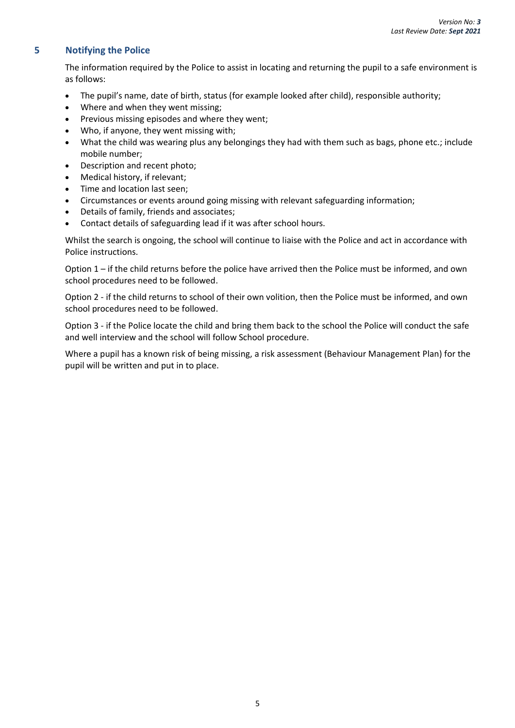## 5 Notifying the Police

The information required by the Police to assist in locating and returning the pupil to a safe environment is as follows:

- The pupil's name, date of birth, status (for example looked after child), responsible authority;
- Where and when they went missing;
- Previous missing episodes and where they went;
- Who, if anyone, they went missing with;
- What the child was wearing plus any belongings they had with them such as bags, phone etc.; include mobile number;
- Description and recent photo;
- Medical history, if relevant;
- Time and location last seen;
- Circumstances or events around going missing with relevant safeguarding information;
- Details of family, friends and associates;
- Contact details of safeguarding lead if it was after school hours.

Whilst the search is ongoing, the school will continue to liaise with the Police and act in accordance with Police instructions.

Option 1 – if the child returns before the police have arrived then the Police must be informed, and own school procedures need to be followed.

Option 2 - if the child returns to school of their own volition, then the Police must be informed, and own school procedures need to be followed.

Option 3 - if the Police locate the child and bring them back to the school the Police will conduct the safe and well interview and the school will follow School procedure.

Where a pupil has a known risk of being missing, a risk assessment (Behaviour Management Plan) for the pupil will be written and put in to place.